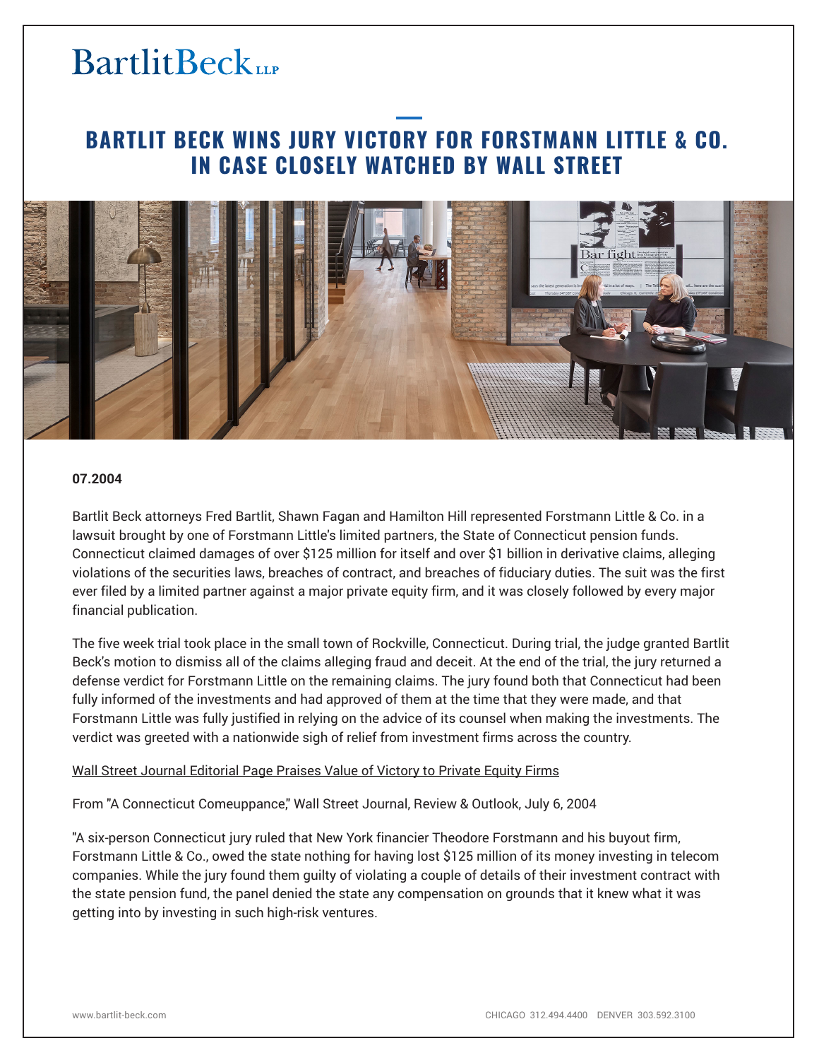BartlitBeck LLP

# BARTLIT BECK WINS JURY VICTORY FOR FORSTMANN LITTLE & CO. IN CASE CLOSELY WATCHED BY WALL STREET

**07.2004**

Bartlit Beck attorneys Fred Bartlit, Shawn Fagan and Hamilton Hill represented Forstmann Little & Co. in a lawsuit brought by one of Forstmann Little's limited partners, the State of Connecticut pension funds. Connecticut claimed damages of over $125 million for itself and over $1 billion in derivative claims, alleging violations of the securities laws, breaches of contract, and breaches of fiduciary duties. The suit was the first ever filed by a limited partner against a major private equity firm, and it was closely followed by every major financial publication.

The five week trial took place in the small town of Rockville, Connecticut. During trial, the judge granted Bartlit Beck's motion to dismiss all of the claims alleging fraud and deceit. At the end of the trial, the jury returned a defense verdict for Forstmann Little on the remaining claims. The jury found both that Connecticut had been fully informed of the investments and had approved of them at the time that they were made, and that Forstmann Little was fully justified in relying on the advice of its counsel when making the investments. The verdict was greeted with a nationwide sigh of relief from investment firms across the country.

Wall Street Journal Editorial Page Praises Value of Victory to Private Equity Firms

From "A Connecticut Comeuppance," Wall Street Journal, Review & Outlook, July 6, 2004

"A six-person Connecticut jury ruled that New York financier Theodore Forstmann and his buyout firm, Forstmann Little & Co., owed the state nothing for having lost $125 million of its money investing in telecom companies. While the jury found them guilty of violating a couple of details of their investment contract with the state pension fund, the panel denied the state any compensation on grounds that it knew what it was getting into by investing in such high-risk ventures.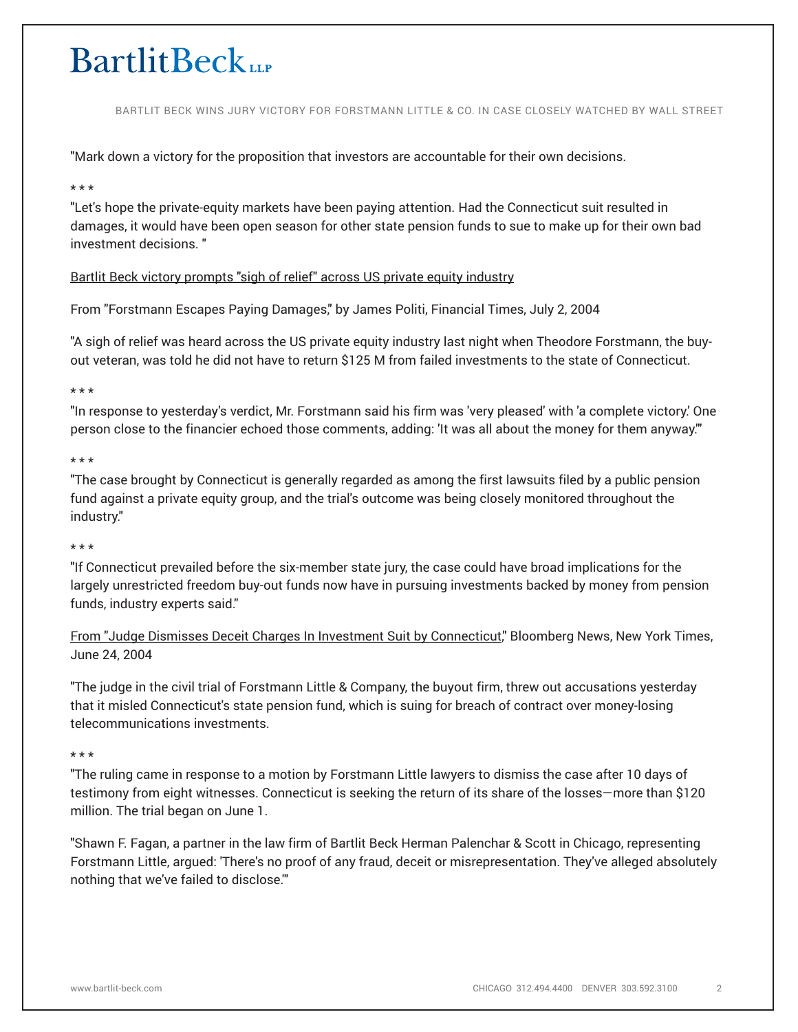"Mark down a victory for the proposition that investors are accountable for their own decisions.

* * *

"Let's hope the private-equity markets have been paying attention. Had the Connecticut suit resulted in damages, it would have been open season for other state pension funds to sue to make up for their own bad investment decisions. "

Bartlit Beck victory prompts "sigh of relief" across US private equity industry

From "Forstmann Escapes Paying Damages," by James Politi, Financial Times, July 2, 2004

"A sigh of relief was heard across the US private equity industry last night when Theodore Forstmann, the buy-out veteran, was told he did not have to return $125 M from failed investments to the state of Connecticut.

* * *

"In response to yesterday's verdict, Mr. Forstmann said his firm was 'very pleased' with 'a complete victory.' One person close to the financier echoed those comments, adding: 'It was all about the money for them anyway.'"

* * *

"The case brought by Connecticut is generally regarded as among the first lawsuits filed by a public pension fund against a private equity group, and the trial's outcome was being closely monitored throughout the industry."

* * *

"If Connecticut prevailed before the six-member state jury, the case could have broad implications for the largely unrestricted freedom buy-out funds now have in pursuing investments backed by money from pension funds, industry experts said."

From "Judge Dismisses Deceit Charges In Investment Suit by Connecticut," Bloomberg News, New York Times, June 24, 2004

"The judge in the civil trial of Forstmann Little & Company, the buyout firm, threw out accusations yesterday that it misled Connecticut's state pension fund, which is suing for breach of contract over money-losing telecommunications investments.

* * *

"The ruling came in response to a motion by Forstmann Little lawyers to dismiss the case after 10 days of testimony from eight witnesses. Connecticut is seeking the return of its share of the losses—more than $120 million. The trial began on June 1.

"Shawn F. Fagan, a partner in the law firm of Bartlit Beck Herman Palenchar & Scott in Chicago, representing Forstmann Little, argued: 'There's no proof of any fraud, deceit or misrepresentation. They've alleged absolutely nothing that we've failed to disclose.'"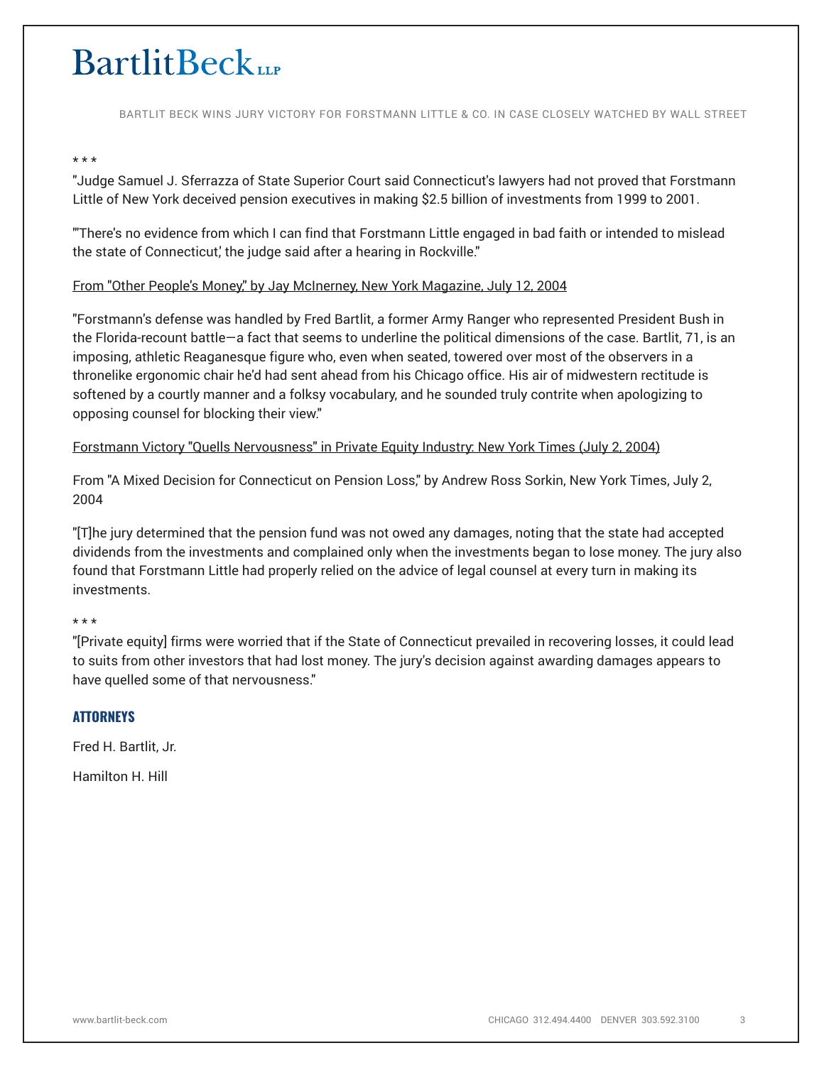\* \* \*

"Judge Samuel J. Sferrazza of State Superior Court said Connecticut's lawyers had not proved that Forstmann Little of New York deceived pension executives in making $2.5 billion of investments from 1999 to 2001.

"'There's no evidence from which I can find that Forstmann Little engaged in bad faith or intended to mislead the state of Connecticut,' the judge said after a hearing in Rockville."

From "Other People's Money," by Jay McInerney, New York Magazine, July 12, 2004

"Forstmann's defense was handled by Fred Bartlit, a former Army Ranger who represented President Bush in the Florida-recount battle—a fact that seems to underline the political dimensions of the case. Bartlit, 71, is an imposing, athletic Reaganesque figure who, even when seated, towered over most of the observers in a thronelike ergonomic chair he'd had sent ahead from his Chicago office. His air of midwestern rectitude is softened by a courtly manner and a folksy vocabulary, and he sounded truly contrite when apologizing to opposing counsel for blocking their view."

Forstmann Victory "Quells Nervousness" in Private Equity Industry: New York Times (July 2, 2004)

From "A Mixed Decision for Connecticut on Pension Loss," by Andrew Ross Sorkin, New York Times, July 2, 2004

"[T]he jury determined that the pension fund was not owed any damages, noting that the state had accepted dividends from the investments and complained only when the investments began to lose money. The jury also found that Forstmann Little had properly relied on the advice of legal counsel at every turn in making its investments.

\* \* \*

"[Private equity] firms were worried that if the State of Connecticut prevailed in recovering losses, it could lead to suits from other investors that had lost money. The jury's decision against awarding damages appears to have quelled some of that nervousness."

## ATTORNEYS

Fred H. Bartlit, Jr.

Hamilton H. Hill